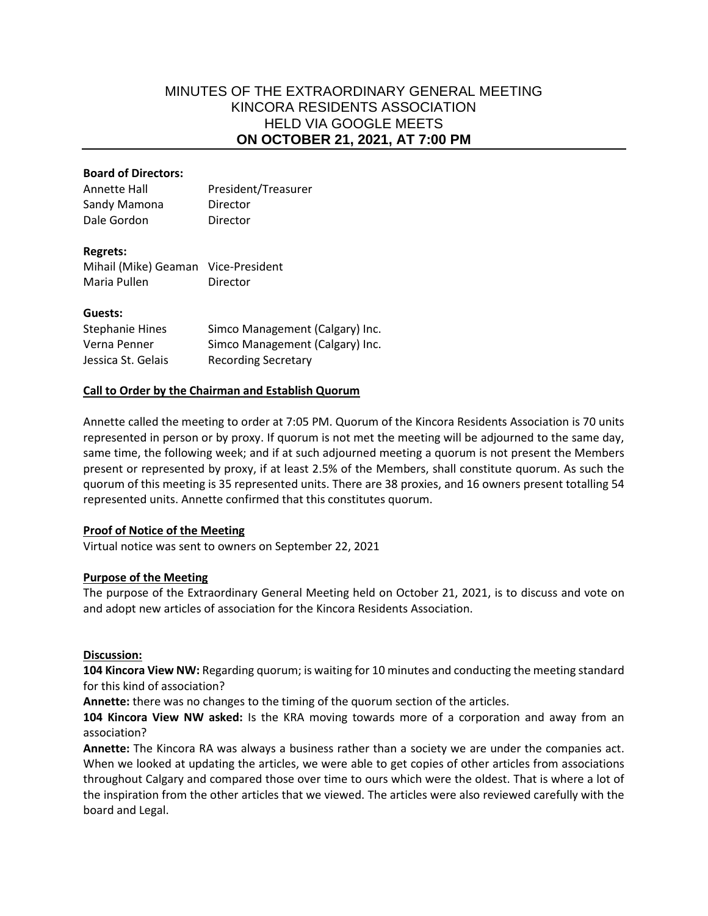# MINUTES OF THE EXTRAORDINARY GENERAL MEETING
# KINCORA RESIDENTS ASSOCIATION
# HELD VIA GOOGLE MEETS
# ON OCTOBER 21, 2021, AT 7:00 PM

**Board of Directors:**

| | |
|---|---|
| Annette Hall | President/Treasurer |
| Sandy Mamona | Director |
| Dale Gordon | Director |

**Regrets:**

| | |
|---|---|
| Mihail (Mike) Geaman | Vice-President |
| Maria Pullen | Director |

**Guests:**

| | |
|---|---|
| Stephanie Hines | Simco Management (Calgary) Inc. |
| Verna Penner | Simco Management (Calgary) Inc. |
| Jessica St. Gelais | Recording Secretary |

**Call to Order by the Chairman and Establish Quorum**

Annette called the meeting to order at 7:05 PM. Quorum of the Kincora Residents Association is 70 units represented in person or by proxy. If quorum is not met the meeting will be adjourned to the same day, same time, the following week; and if at such adjourned meeting a quorum is not present the Members present or represented by proxy, if at least 2.5% of the Members, shall constitute quorum. As such the quorum of this meeting is 35 represented units. There are 38 proxies, and 16 owners present totalling 54 represented units. Annette confirmed that this constitutes quorum.

**Proof of Notice of the Meeting**

Virtual notice was sent to owners on September 22, 2021

**Purpose of the Meeting**

The purpose of the Extraordinary General Meeting held on October 21, 2021, is to discuss and vote on and adopt new articles of association for the Kincora Residents Association.

**Discussion:**

**104 Kincora View NW:** Regarding quorum; is waiting for 10 minutes and conducting the meeting standard for this kind of association?

**Annette:** there was no changes to the timing of the quorum section of the articles.

**104 Kincora View NW asked:** Is the KRA moving towards more of a corporation and away from an association?

**Annette:** The Kincora RA was always a business rather than a society we are under the companies act. When we looked at updating the articles, we were able to get copies of other articles from associations throughout Calgary and compared those over time to ours which were the oldest. That is where a lot of the inspiration from the other articles that we viewed. The articles were also reviewed carefully with the board and Legal.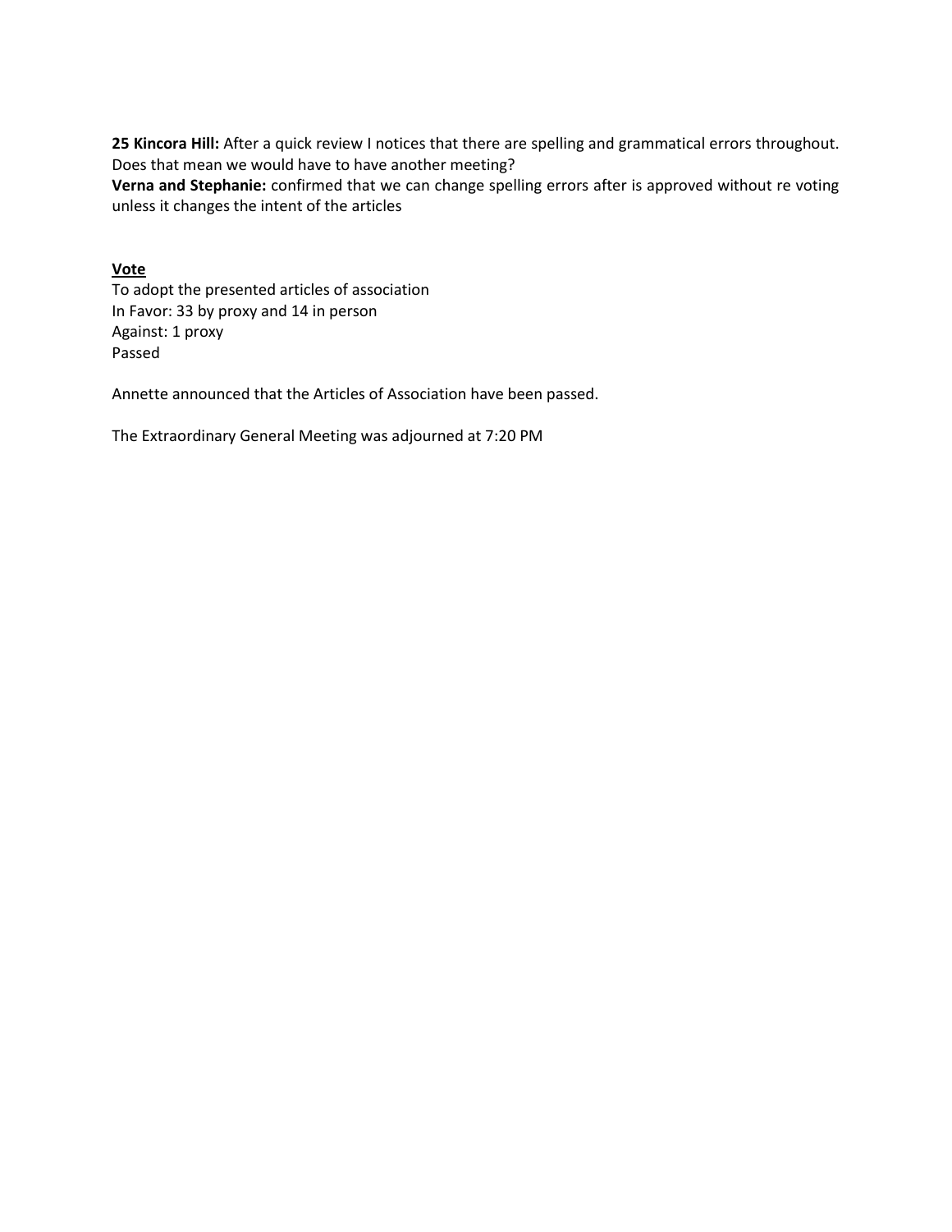**25 Kincora Hill:** After a quick review I notices that there are spelling and grammatical errors throughout. Does that mean we would have to have another meeting?
**Verna and Stephanie:** confirmed that we can change spelling errors after is approved without re voting unless it changes the intent of the articles

**Vote**
To adopt the presented articles of association
In Favor: 33 by proxy and 14 in person
Against: 1 proxy
Passed

Annette announced that the Articles of Association have been passed.

The Extraordinary General Meeting was adjourned at 7:20 PM